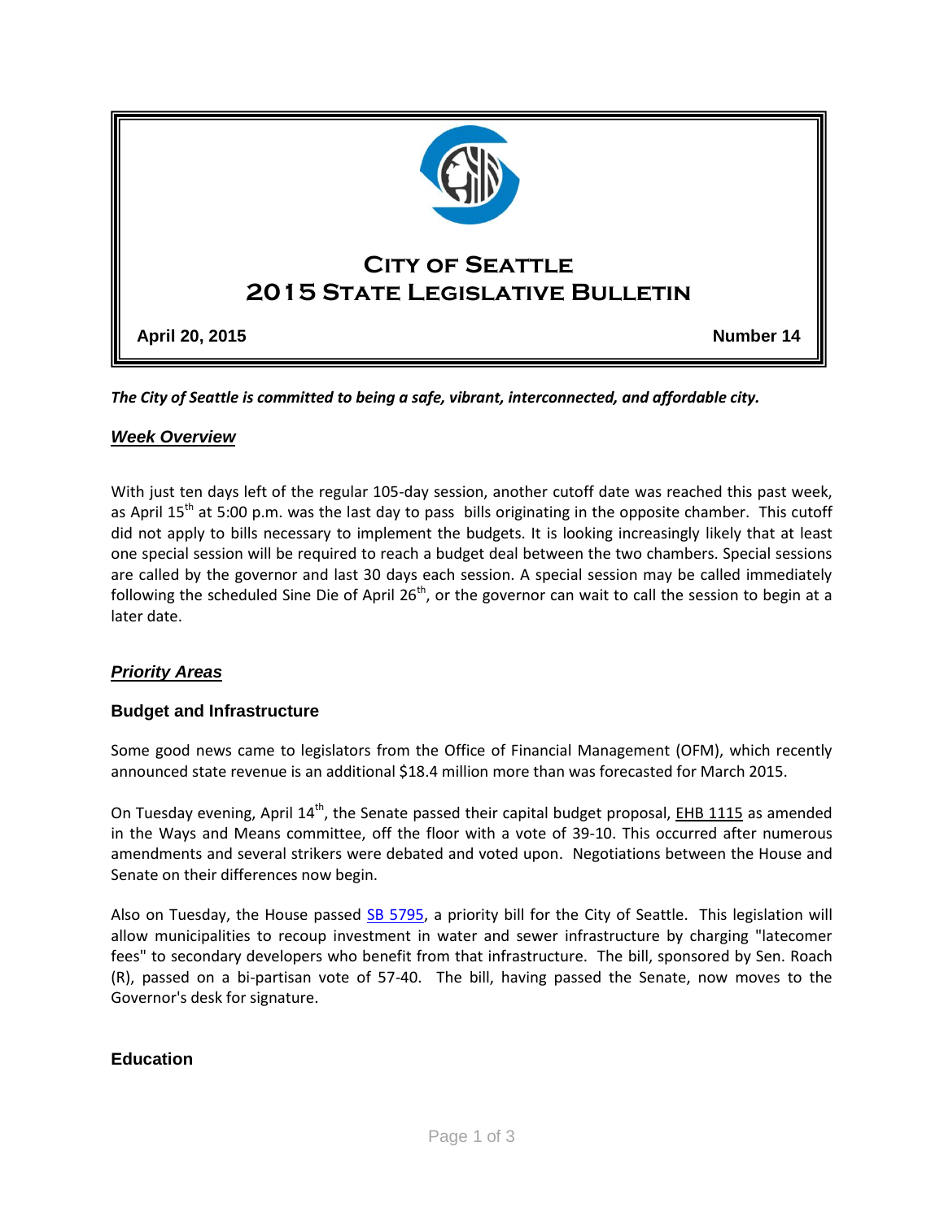# City of Seattle
# 2015 State Legislative Bulletin

**April 20, 2015** **Number 14**

***The City of Seattle is committed to being a safe, vibrant, interconnected, and affordable city.***

## *Week Overview*

With just ten days left of the regular 105-day session, another cutoff date was reached this past week, as April 15th at 5:00 p.m. was the last day to pass bills originating in the opposite chamber. This cutoff did not apply to bills necessary to implement the budgets. It is looking increasingly likely that at least one special session will be required to reach a budget deal between the two chambers. Special sessions are called by the governor and last 30 days each session. A special session may be called immediately following the scheduled Sine Die of April 26th, or the governor can wait to call the session to begin at a later date.

## *Priority Areas*

### Budget and Infrastructure

Some good news came to legislators from the Office of Financial Management (OFM), which recently announced state revenue is an additional $18.4 million more than was forecasted for March 2015.

On Tuesday evening, April 14th, the Senate passed their capital budget proposal, EHB 1115 as amended in the Ways and Means committee, off the floor with a vote of 39-10. This occurred after numerous amendments and several strikers were debated and voted upon. Negotiations between the House and Senate on their differences now begin.

Also on Tuesday, the House passed SB 5795, a priority bill for the City of Seattle. This legislation will allow municipalities to recoup investment in water and sewer infrastructure by charging "latecomer fees" to secondary developers who benefit from that infrastructure. The bill, sponsored by Sen. Roach (R), passed on a bi-partisan vote of 57-40. The bill, having passed the Senate, now moves to the Governor's desk for signature.

### Education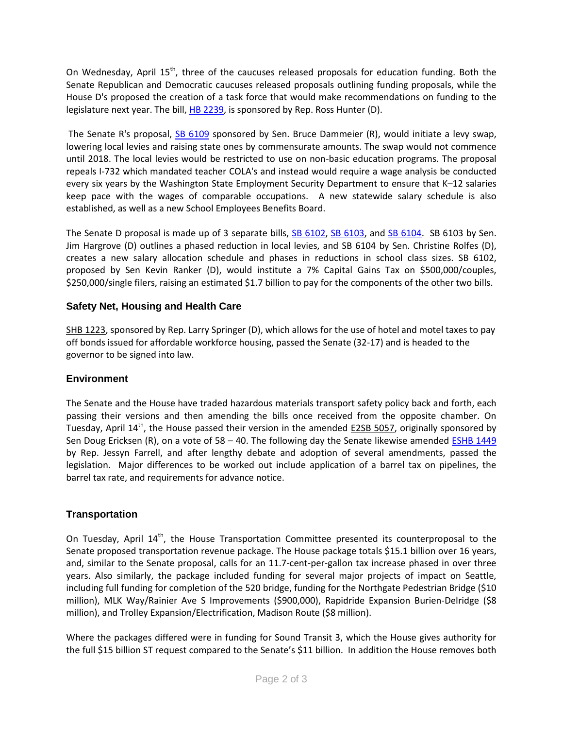On Wednesday, April 15th, three of the caucuses released proposals for education funding. Both the Senate Republican and Democratic caucuses released proposals outlining funding proposals, while the House D's proposed the creation of a task force that would make recommendations on funding to the legislature next year. The bill, HB 2239, is sponsored by Rep. Ross Hunter (D).

The Senate R's proposal, SB 6109 sponsored by Sen. Bruce Dammeier (R), would initiate a levy swap, lowering local levies and raising state ones by commensurate amounts. The swap would not commence until 2018. The local levies would be restricted to use on non-basic education programs. The proposal repeals I-732 which mandated teacher COLA's and instead would require a wage analysis be conducted every six years by the Washington State Employment Security Department to ensure that K–12 salaries keep pace with the wages of comparable occupations. A new statewide salary schedule is also established, as well as a new School Employees Benefits Board.

The Senate D proposal is made up of 3 separate bills, SB 6102, SB 6103, and SB 6104. SB 6103 by Sen. Jim Hargrove (D) outlines a phased reduction in local levies, and SB 6104 by Sen. Christine Rolfes (D), creates a new salary allocation schedule and phases in reductions in school class sizes. SB 6102, proposed by Sen Kevin Ranker (D), would institute a 7% Capital Gains Tax on $500,000/couples, $250,000/single filers, raising an estimated $1.7 billion to pay for the components of the other two bills.

### Safety Net, Housing and Health Care

SHB 1223, sponsored by Rep. Larry Springer (D), which allows for the use of hotel and motel taxes to pay off bonds issued for affordable workforce housing, passed the Senate (32-17) and is headed to the governor to be signed into law.

### Environment

The Senate and the House have traded hazardous materials transport safety policy back and forth, each passing their versions and then amending the bills once received from the opposite chamber. On Tuesday, April 14th, the House passed their version in the amended E2SB 5057, originally sponsored by Sen Doug Ericksen (R), on a vote of 58 – 40. The following day the Senate likewise amended ESHB 1449 by Rep. Jessyn Farrell, and after lengthy debate and adoption of several amendments, passed the legislation. Major differences to be worked out include application of a barrel tax on pipelines, the barrel tax rate, and requirements for advance notice.

### Transportation

On Tuesday, April 14th, the House Transportation Committee presented its counterproposal to the Senate proposed transportation revenue package. The House package totals $15.1 billion over 16 years, and, similar to the Senate proposal, calls for an 11.7-cent-per-gallon tax increase phased in over three years. Also similarly, the package included funding for several major projects of impact on Seattle, including full funding for completion of the 520 bridge, funding for the Northgate Pedestrian Bridge ($10 million), MLK Way/Rainier Ave S Improvements ($900,000), Rapidride Expansion Burien-Delridge ($8 million), and Trolley Expansion/Electrification, Madison Route ($8 million).

Where the packages differed were in funding for Sound Transit 3, which the House gives authority for the full $15 billion ST request compared to the Senate's $11 billion. In addition the House removes both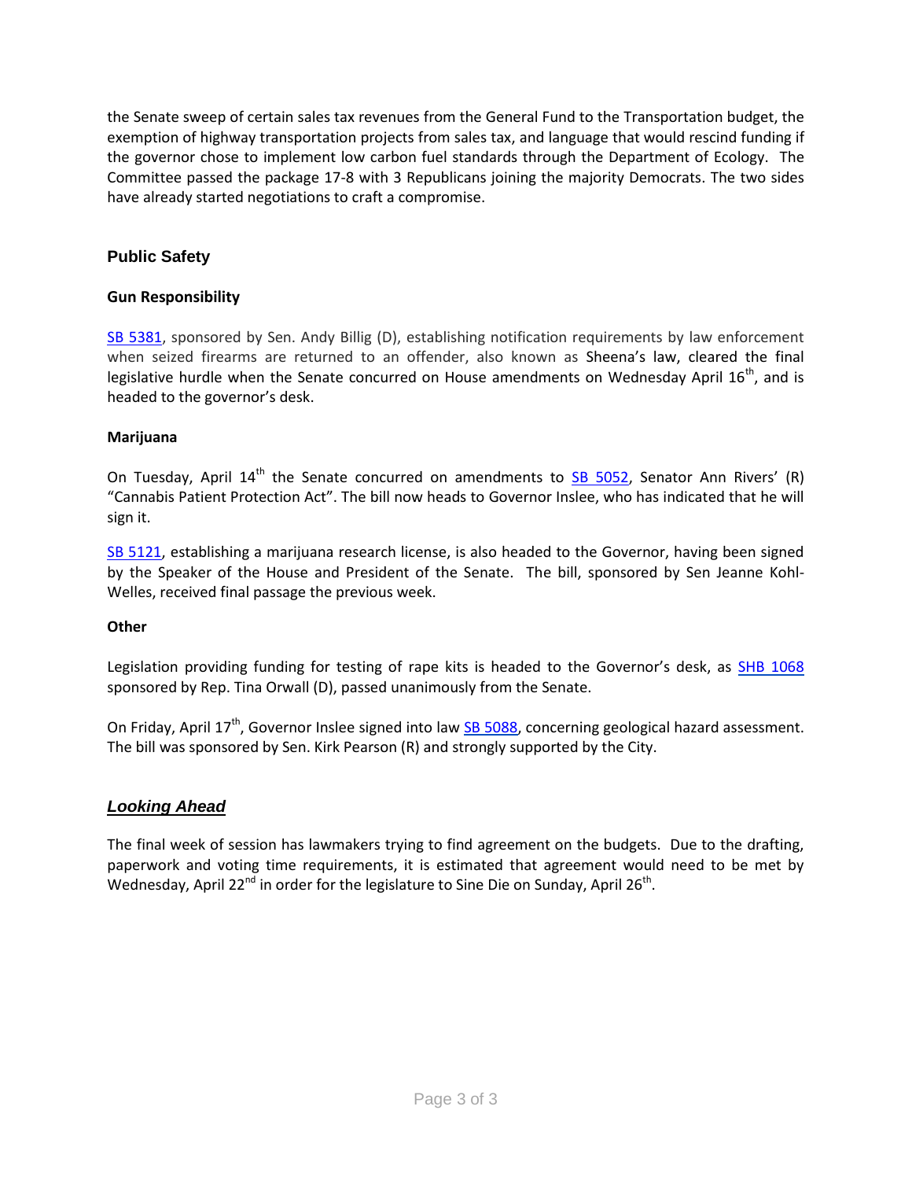the Senate sweep of certain sales tax revenues from the General Fund to the Transportation budget, the exemption of highway transportation projects from sales tax, and language that would rescind funding if the governor chose to implement low carbon fuel standards through the Department of Ecology. The Committee passed the package 17-8 with 3 Republicans joining the majority Democrats. The two sides have already started negotiations to craft a compromise.

## Public Safety

### Gun Responsibility

SB 5381, sponsored by Sen. Andy Billig (D), establishing notification requirements by law enforcement when seized firearms are returned to an offender, also known as Sheena's law, cleared the final legislative hurdle when the Senate concurred on House amendments on Wednesday April 16th, and is headed to the governor's desk.

### Marijuana

On Tuesday, April 14th the Senate concurred on amendments to SB 5052, Senator Ann Rivers' (R) "Cannabis Patient Protection Act". The bill now heads to Governor Inslee, who has indicated that he will sign it.

SB 5121, establishing a marijuana research license, is also headed to the Governor, having been signed by the Speaker of the House and President of the Senate. The bill, sponsored by Sen Jeanne Kohl-Welles, received final passage the previous week.

### Other

Legislation providing funding for testing of rape kits is headed to the Governor's desk, as SHB 1068 sponsored by Rep. Tina Orwall (D), passed unanimously from the Senate.

On Friday, April 17th, Governor Inslee signed into law SB 5088, concerning geological hazard assessment. The bill was sponsored by Sen. Kirk Pearson (R) and strongly supported by the City.

## ***Looking Ahead***

The final week of session has lawmakers trying to find agreement on the budgets. Due to the drafting, paperwork and voting time requirements, it is estimated that agreement would need to be met by Wednesday, April 22nd in order for the legislature to Sine Die on Sunday, April 26th.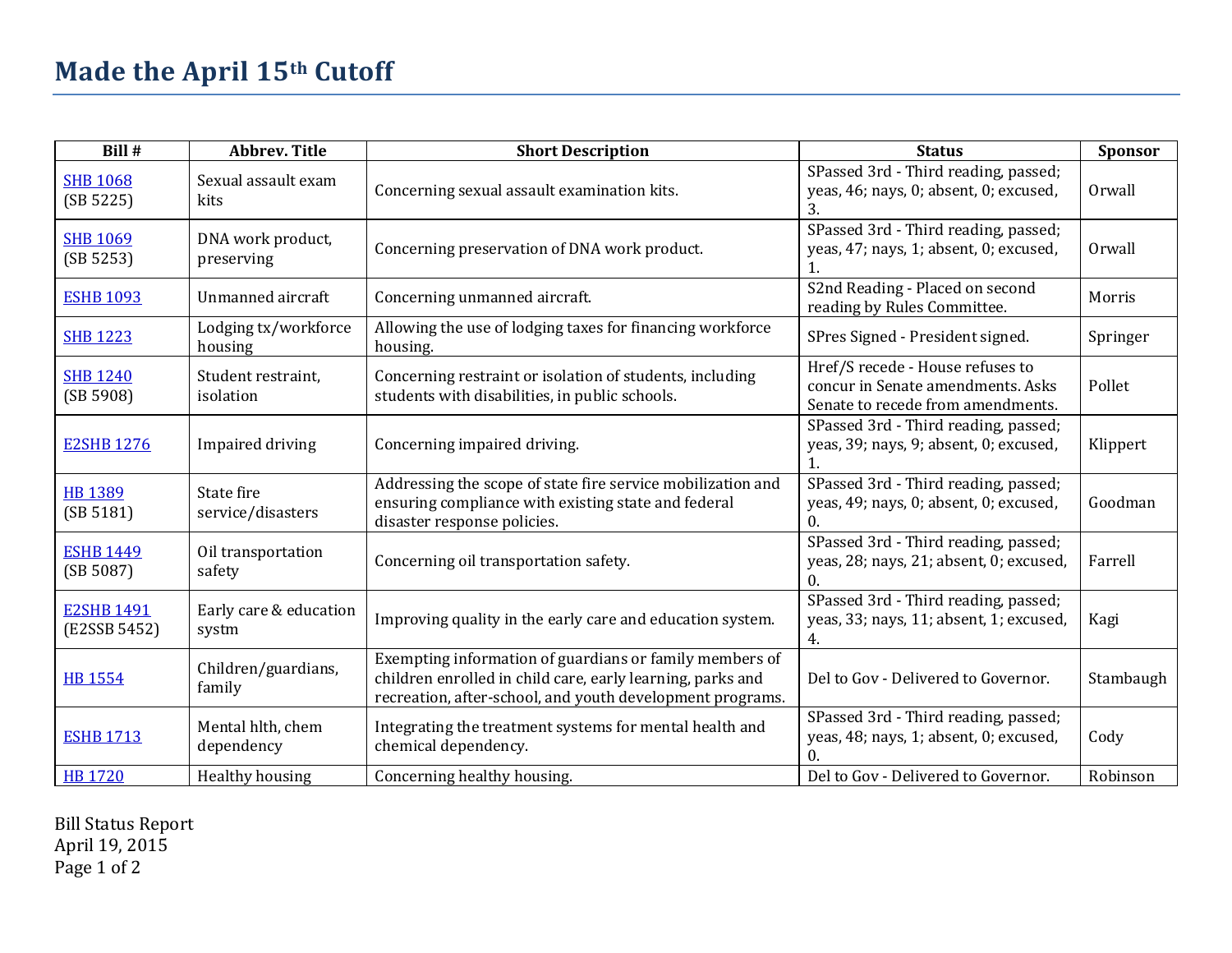# Made the April 15th Cutoff

| Bill # | Abbrev. Title | Short Description | Status | Sponsor |
|---|---|---|---|---|
| SHB 1068 (SB 5225) | Sexual assault exam kits | Concerning sexual assault examination kits. | SPassed 3rd - Third reading, passed; yeas, 46; nays, 0; absent, 0; excused, 3. | Orwall |
| SHB 1069 (SB 5253) | DNA work product, preserving | Concerning preservation of DNA work product. | SPassed 3rd - Third reading, passed; yeas, 47; nays, 1; absent, 0; excused, 1. | Orwall |
| ESHB 1093 | Unmanned aircraft | Concerning unmanned aircraft. | S2nd Reading - Placed on second reading by Rules Committee. | Morris |
| SHB 1223 | Lodging tx/workforce housing | Allowing the use of lodging taxes for financing workforce housing. | SPres Signed - President signed. | Springer |
| SHB 1240 (SB 5908) | Student restraint, isolation | Concerning restraint or isolation of students, including students with disabilities, in public schools. | Href/S recede - House refuses to concur in Senate amendments. Asks Senate to recede from amendments. | Pollet |
| E2SHB 1276 | Impaired driving | Concerning impaired driving. | SPassed 3rd - Third reading, passed; yeas, 39; nays, 9; absent, 0; excused, 1. | Klippert |
| HB 1389 (SB 5181) | State fire service/disasters | Addressing the scope of state fire service mobilization and ensuring compliance with existing state and federal disaster response policies. | SPassed 3rd - Third reading, passed; yeas, 49; nays, 0; absent, 0; excused, 0. | Goodman |
| ESHB 1449 (SB 5087) | Oil transportation safety | Concerning oil transportation safety. | SPassed 3rd - Third reading, passed; yeas, 28; nays, 21; absent, 0; excused, 0. | Farrell |
| E2SHB 1491 (E2SSB 5452) | Early care & education systm | Improving quality in the early care and education system. | SPassed 3rd - Third reading, passed; yeas, 33; nays, 11; absent, 1; excused, 4. | Kagi |
| HB 1554 | Children/guardians, family | Exempting information of guardians or family members of children enrolled in child care, early learning, parks and recreation, after-school, and youth development programs. | Del to Gov - Delivered to Governor. | Stambaugh |
| ESHB 1713 | Mental hlth, chem dependency | Integrating the treatment systems for mental health and chemical dependency. | SPassed 3rd - Third reading, passed; yeas, 48; nays, 1; absent, 0; excused, 0. | Cody |
| HB 1720 | Healthy housing | Concerning healthy housing. | Del to Gov - Delivered to Governor. | Robinson |

Bill Status Report
April 19, 2015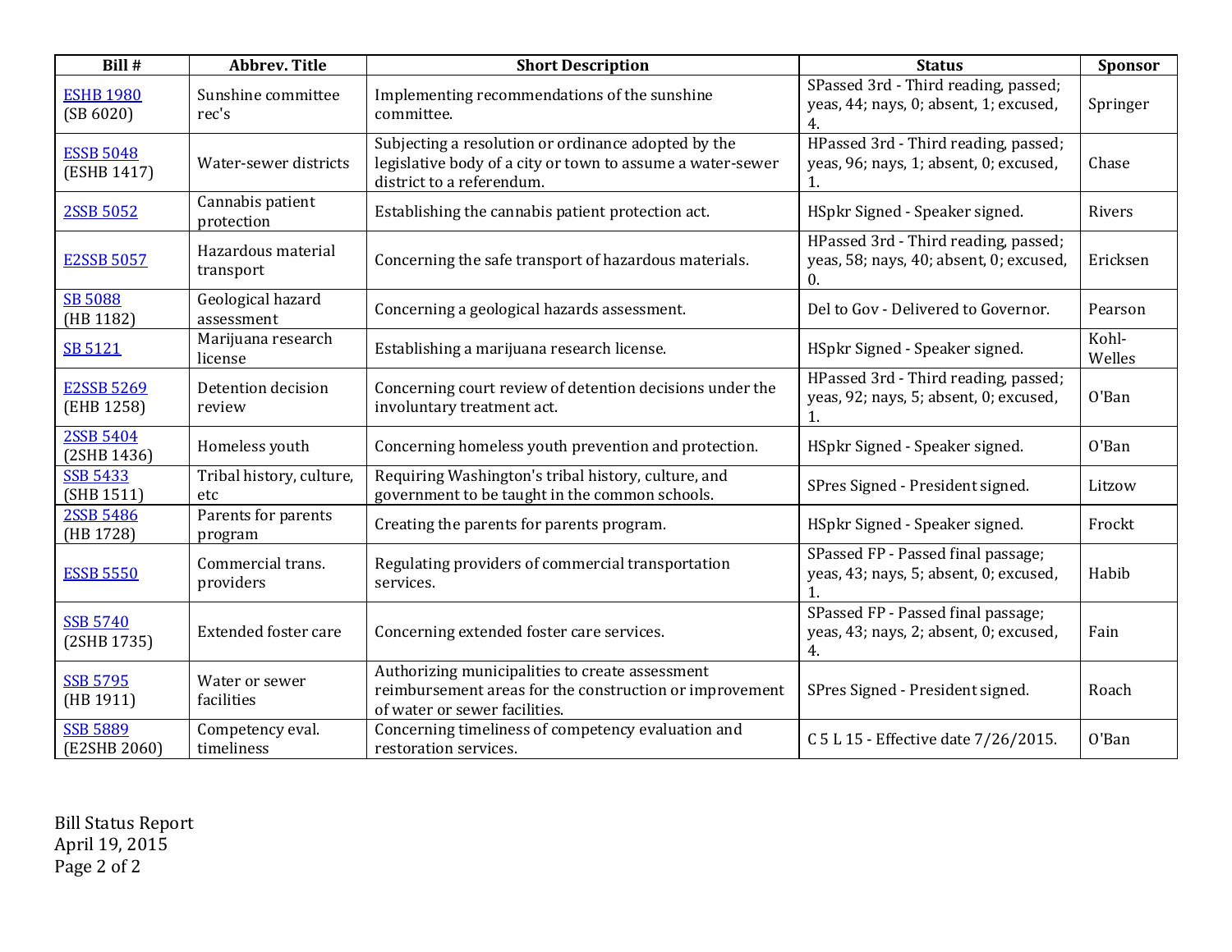| Bill # | Abbrev. Title | Short Description | Status | Sponsor |
|---|---|---|---|---|
| ESHB 1980 (SB 6020) | Sunshine committee rec's | Implementing recommendations of the sunshine committee. | SPassed 3rd - Third reading, passed; yeas, 44; nays, 0; absent, 1; excused, 4. | Springer |
| ESSB 5048 (ESHB 1417) | Water-sewer districts | Subjecting a resolution or ordinance adopted by the legislative body of a city or town to assume a water-sewer district to a referendum. | HPassed 3rd - Third reading, passed; yeas, 96; nays, 1; absent, 0; excused, 1. | Chase |
| 2SSB 5052 | Cannabis patient protection | Establishing the cannabis patient protection act. | HSpkr Signed - Speaker signed. | Rivers |
| E2SSB 5057 | Hazardous material transport | Concerning the safe transport of hazardous materials. | HPassed 3rd - Third reading, passed; yeas, 58; nays, 40; absent, 0; excused, 0. | Ericksen |
| SB 5088 (HB 1182) | Geological hazard assessment | Concerning a geological hazards assessment. | Del to Gov - Delivered to Governor. | Pearson |
| SB 5121 | Marijuana research license | Establishing a marijuana research license. | HSpkr Signed - Speaker signed. | Kohl-Welles |
| E2SSB 5269 (EHB 1258) | Detention decision review | Concerning court review of detention decisions under the involuntary treatment act. | HPassed 3rd - Third reading, passed; yeas, 92; nays, 5; absent, 0; excused, 1. | O'Ban |
| 2SSB 5404 (2SHB 1436) | Homeless youth | Concerning homeless youth prevention and protection. | HSpkr Signed - Speaker signed. | O'Ban |
| SSB 5433 (SHB 1511) | Tribal history, culture, etc | Requiring Washington's tribal history, culture, and government to be taught in the common schools. | SPres Signed - President signed. | Litzow |
| 2SSB 5486 (HB 1728) | Parents for parents program | Creating the parents for parents program. | HSpkr Signed - Speaker signed. | Frockt |
| ESSB 5550 | Commercial trans. providers | Regulating providers of commercial transportation services. | SPassed FP - Passed final passage; yeas, 43; nays, 5; absent, 0; excused, 1. | Habib |
| SSB 5740 (2SHB 1735) | Extended foster care | Concerning extended foster care services. | SPassed FP - Passed final passage; yeas, 43; nays, 2; absent, 0; excused, 4. | Fain |
| SSB 5795 (HB 1911) | Water or sewer facilities | Authorizing municipalities to create assessment reimbursement areas for the construction or improvement of water or sewer facilities. | SPres Signed - President signed. | Roach |
| SSB 5889 (E2SHB 2060) | Competency eval. timeliness | Concerning timeliness of competency evaluation and restoration services. | C 5 L 15 - Effective date 7/26/2015. | O'Ban |

Bill Status Report
April 19, 2015